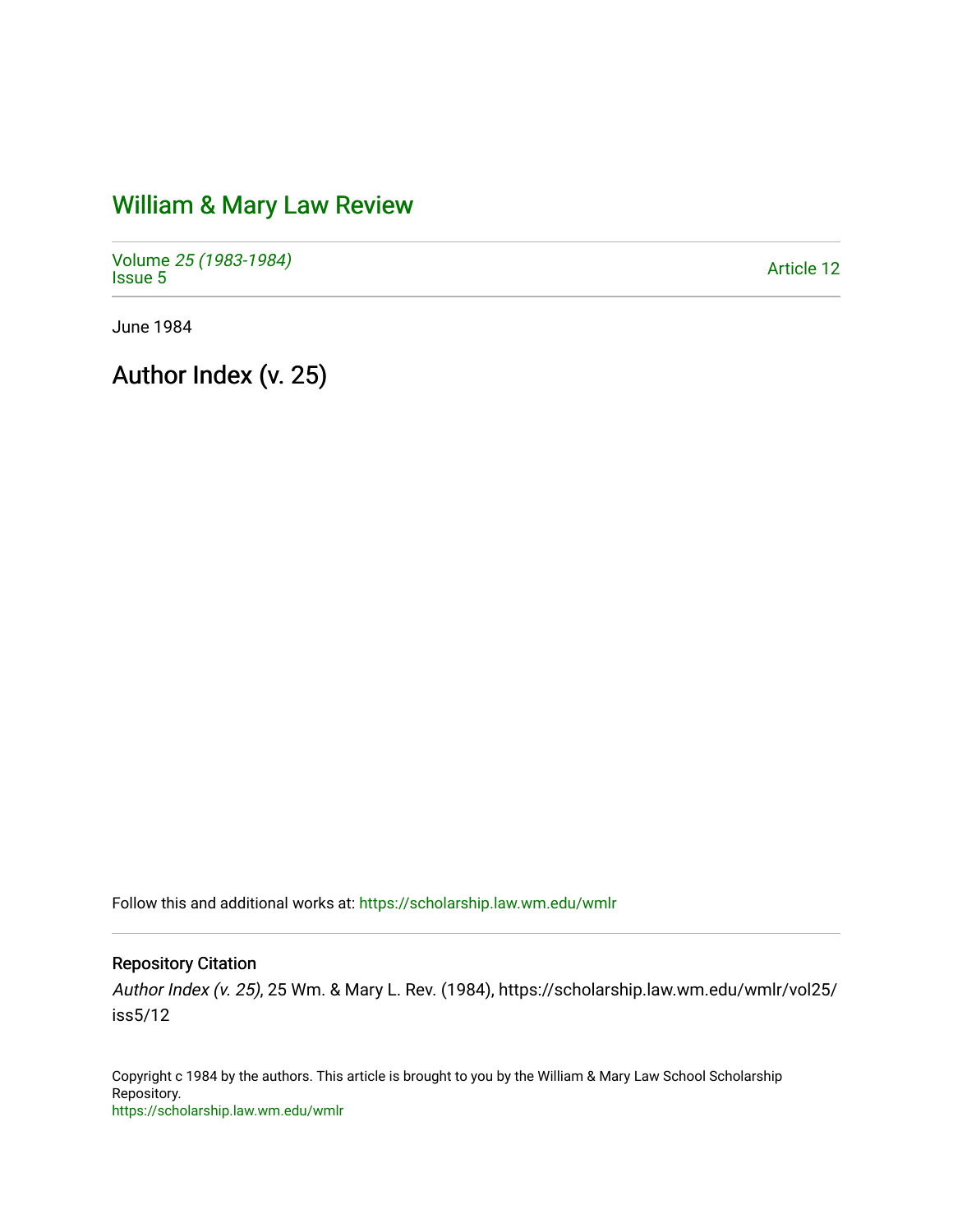# William & Mary Law Review

Volume *25 (1983-1984)*
Issue 5

Article 12

June 1984

## Author Index (v. 25)

Follow this and additional works at: https://scholarship.law.wm.edu/wmlr

### Repository Citation

*Author Index (v. 25)*, 25 Wm. & Mary L. Rev. (1984), https://scholarship.law.wm.edu/wmlr/vol25/iss5/12

Copyright c 1984 by the authors. This article is brought to you by the William & Mary Law School Scholarship Repository.
https://scholarship.law.wm.edu/wmlr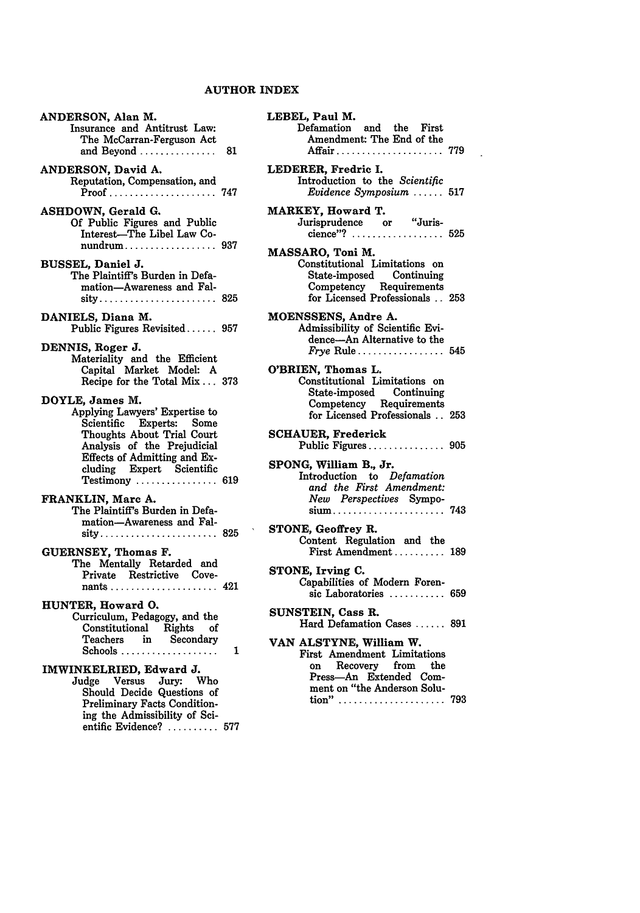## AUTHOR INDEX

**ANDERSON, Alan M.**
Insurance and Antitrust Law: The McCarran-Ferguson Act and Beyond ............... 81

**ANDERSON, David A.**
Reputation, Compensation, and Proof ..................... 747

**ASHDOWN, Gerald G.**
Of Public Figures and Public Interest—The Libel Law Conundrum .................. 937

**BUSSEL, Daniel J.**
The Plaintiff's Burden in Defamation—Awareness and Falsity ....................... 825

**DANIELS, Diana M.**
Public Figures Revisited ...... 957

**DENNIS, Roger J.**
Materiality and the Efficient Capital Market Model: A Recipe for the Total Mix ... 373

**DOYLE, James M.**
Applying Lawyers' Expertise to Scientific Experts: Some Thoughts About Trial Court Analysis of the Prejudicial Effects of Admitting and Excluding Expert Scientific Testimony ................ 619

**FRANKLIN, Marc A.**
The Plaintiff's Burden in Defamation—Awareness and Falsity ....................... 825

**GUERNSEY, Thomas F.**
The Mentally Retarded and Private Restrictive Covenants ..................... 421

**HUNTER, Howard O.**
Curriculum, Pedagogy, and the Constitutional Rights of Teachers in Secondary Schools ................... 1

**IMWINKELRIED, Edward J.**
Judge Versus Jury: Who Should Decide Questions of Preliminary Facts Conditioning the Admissibility of Scientific Evidence? .......... 577

**LEBEL, Paul M.**
Defamation and the First Amendment: The End of the Affair ..................... 779

**LEDERER, Fredric I.**
Introduction to the *Scientific Evidence Symposium* ...... 517

**MARKEY, Howard T.**
Jurisprudence or "Juriscience"? .................. 525

**MASSARO, Toni M.**
Constitutional Limitations on State-imposed Continuing Competency Requirements for Licensed Professionals .. 253

**MOENSSENS, Andre A.**
Admissibility of Scientific Evidence—An Alternative to the *Frye* Rule ................. 545

**O'BRIEN, Thomas L.**
Constitutional Limitations on State-imposed Continuing Competency Requirements for Licensed Professionals .. 253

**SCHAUER, Frederick**
Public Figures ............... 905

**SPONG, William B., Jr.**
Introduction to *Defamation and the First Amendment: New Perspectives* Symposium ...................... 743

**STONE, Geoffrey R.**
Content Regulation and the First Amendment .......... 189

**STONE, Irving C.**
Capabilities of Modern Forensic Laboratories ........... 659

**SUNSTEIN, Cass R.**
Hard Defamation Cases ...... 891

**VAN ALSTYNE, William W.**
First Amendment Limitations on Recovery from the Press—An Extended Comment on "the Anderson Solution" ..................... 793